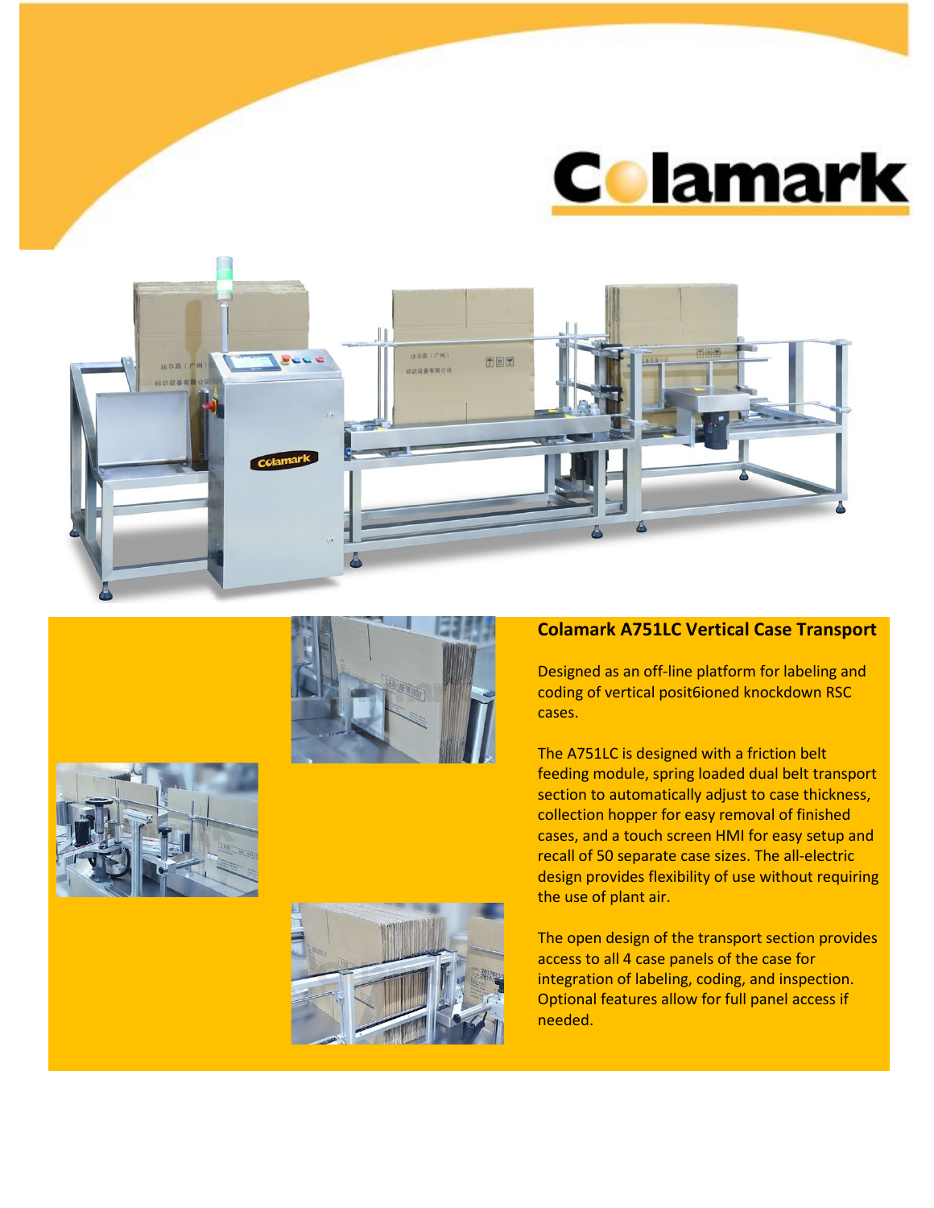# Colamark

## Colamark A751LC Vertical Case Transport

Designed as an off-line platform for labeling and coding of vertical posit6ioned knockdown RSC cases.

The A751LC is designed with a friction belt feeding module, spring loaded dual belt transport section to automatically adjust to case thickness, collection hopper for easy removal of finished cases, and a touch screen HMI for easy setup and recall of 50 separate case sizes. The all-electric design provides flexibility of use without requiring the use of plant air.

The open design of the transport section provides access to all 4 case panels of the case for integration of labeling, coding, and inspection. Optional features allow for full panel access if needed.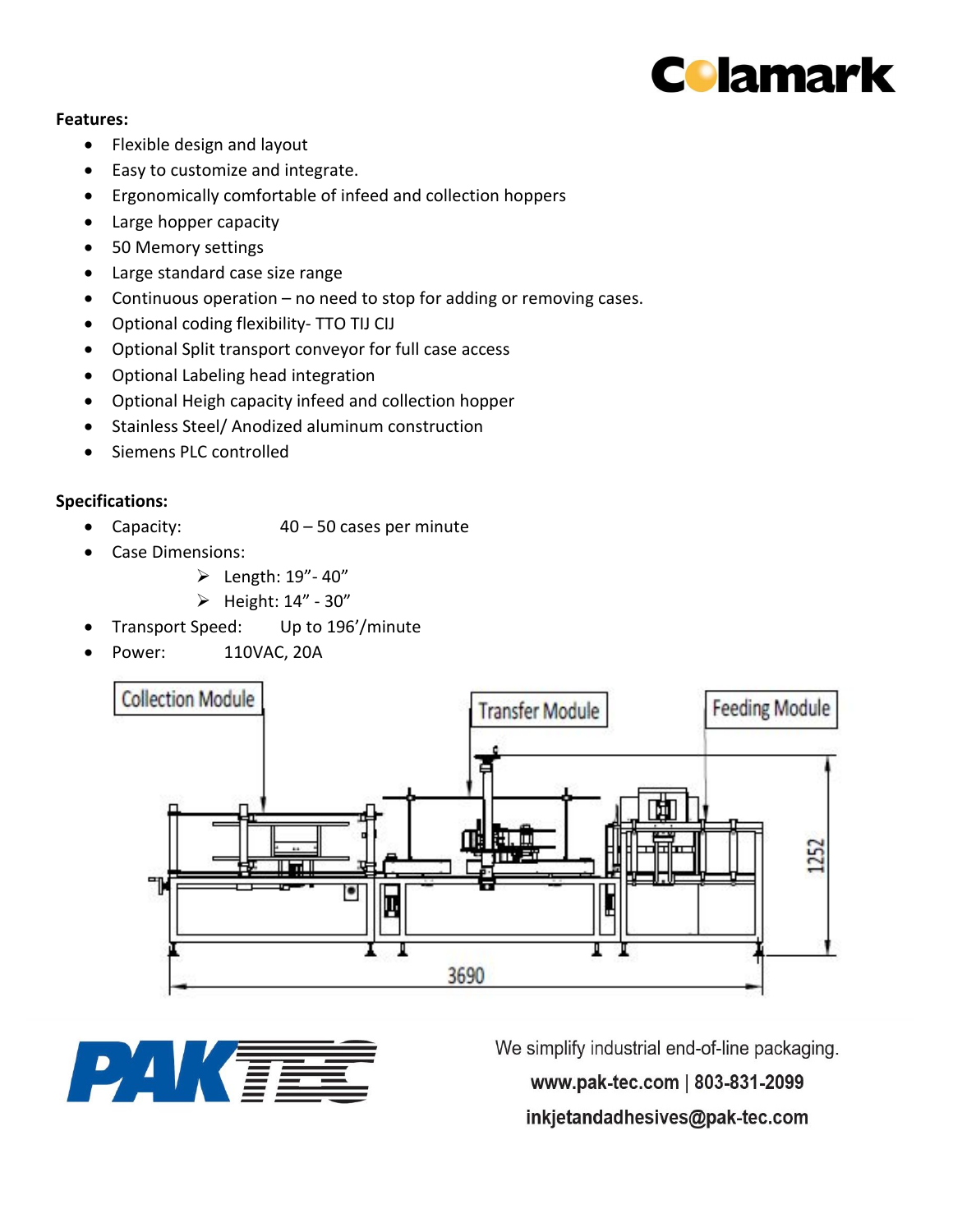**Features:**

- Flexible design and layout
- Easy to customize and integrate.
- Ergonomically comfortable of infeed and collection hoppers
- Large hopper capacity
- 50 Memory settings
- Large standard case size range
- Continuous operation – no need to stop for adding or removing cases.
- Optional coding flexibility- TTO TIJ CIJ
- Optional Split transport conveyor for full case access
- Optional Labeling head integration
- Optional Heigh capacity infeed and collection hopper
- Stainless Steel/ Anodized aluminum construction
- Siemens PLC controlled

**Specifications:**

- Capacity: 40 – 50 cases per minute
- Case Dimensions:
  - Length: 19"- 40"
  - Height: 14" - 30"
- Transport Speed: Up to 196'/minute
- Power: 110VAC, 20A

Collection Module

Transfer Module

Feeding Module

1252

3690

We simplify industrial end-of-line packaging.

www.pak-tec.com | 803-831-2099

inkjetandadhesives@pak-tec.com